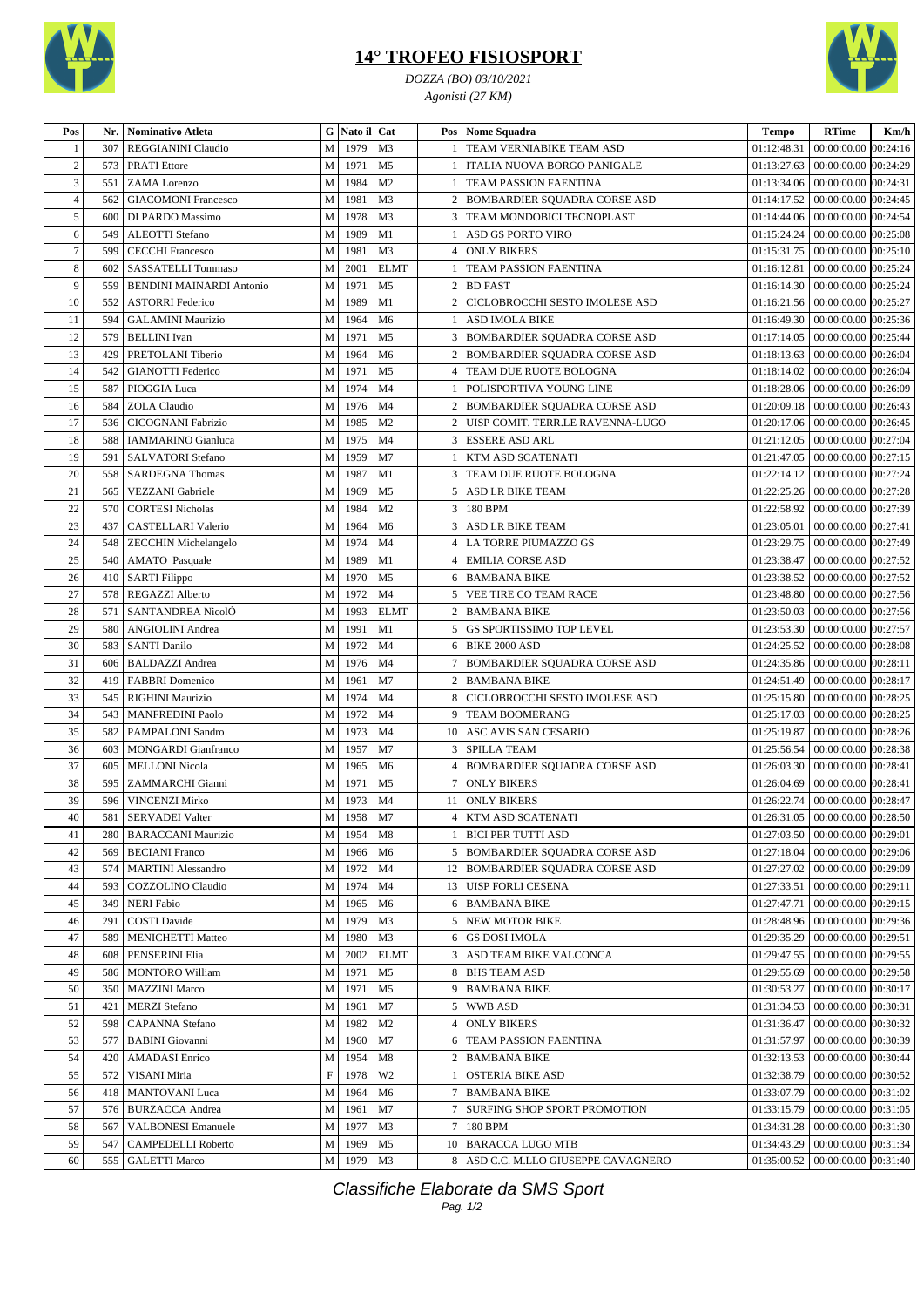# 14° TROFEO FISIOSPORT

*DOZZA (BO) 03/10/2021*

*Agonisti (27 KM)*

| Pos | Nr. | Nominativo Atleta | G | Nato il | Cat | Pos | Nome Squadra | Tempo | RTime | Km/h |
|---|---|---|---|---|---|---|---|---|---|---|
| 1 | 307 | REGGIANINI Claudio | M | 1979 | M3 | 1 | TEAM VERNIABIKE TEAM ASD | 01:12:48.31 | 00:00:00.00 | 00:24:16 |
| 2 | 573 | PRATI Ettore | M | 1971 | M5 | 1 | ITALIA NUOVA BORGO PANIGALE | 01:13:27.63 | 00:00:00.00 | 00:24:29 |
| 3 | 551 | ZAMA Lorenzo | M | 1984 | M2 | 1 | TEAM PASSION FAENTINA | 01:13:34.06 | 00:00:00.00 | 00:24:31 |
| 4 | 562 | GIACOMONI Francesco | M | 1981 | M3 | 2 | BOMBARDIER SQUADRA CORSE ASD | 01:14:17.52 | 00:00:00.00 | 00:24:45 |
| 5 | 600 | DI PARDO Massimo | M | 1978 | M3 | 3 | TEAM MONDOBICI TECNOPLAST | 01:14:44.06 | 00:00:00.00 | 00:24:54 |
| 6 | 549 | ALEOTTI Stefano | M | 1989 | M1 | 1 | ASD GS PORTO VIRO | 01:15:24.24 | 00:00:00.00 | 00:25:08 |
| 7 | 599 | CECCHI Francesco | M | 1981 | M3 | 4 | ONLY BIKERS | 01:15:31.75 | 00:00:00.00 | 00:25:10 |
| 8 | 602 | SASSATELLI Tommaso | M | 2001 | ELMT | 1 | TEAM PASSION FAENTINA | 01:16:12.81 | 00:00:00.00 | 00:25:24 |
| 9 | 559 | BENDINI MAINARDI Antonio | M | 1971 | M5 | 2 | BD FAST | 01:16:14.30 | 00:00:00.00 | 00:25:24 |
| 10 | 552 | ASTORRI Federico | M | 1989 | M1 | 2 | CICLOBROCCHI SESTO IMOLESE ASD | 01:16:21.56 | 00:00:00.00 | 00:25:27 |
| 11 | 594 | GALAMINI Maurizio | M | 1964 | M6 | 1 | ASD IMOLA BIKE | 01:16:49.30 | 00:00:00.00 | 00:25:36 |
| 12 | 579 | BELLINI Ivan | M | 1971 | M5 | 3 | BOMBARDIER SQUADRA CORSE ASD | 01:17:14.05 | 00:00:00.00 | 00:25:44 |
| 13 | 429 | PRETOLANI Tiberio | M | 1964 | M6 | 2 | BOMBARDIER SQUADRA CORSE ASD | 01:18:13.63 | 00:00:00.00 | 00:26:04 |
| 14 | 542 | GIANOTTI Federico | M | 1971 | M5 | 4 | TEAM DUE RUOTE BOLOGNA | 01:18:14.02 | 00:00:00.00 | 00:26:04 |
| 15 | 587 | PIOGGIA Luca | M | 1974 | M4 | 1 | POLISPORTIVA YOUNG LINE | 01:18:28.06 | 00:00:00.00 | 00:26:09 |
| 16 | 584 | ZOLA Claudio | M | 1976 | M4 | 2 | BOMBARDIER SQUADRA CORSE ASD | 01:20:09.18 | 00:00:00.00 | 00:26:43 |
| 17 | 536 | CICOGNANI Fabrizio | M | 1985 | M2 | 2 | UISP COMIT. TERR.LE RAVENNA-LUGO | 01:20:17.06 | 00:00:00.00 | 00:26:45 |
| 18 | 588 | IAMMARINO Gianluca | M | 1975 | M4 | 3 | ESSERE ASD ARL | 01:21:12.05 | 00:00:00.00 | 00:27:04 |
| 19 | 591 | SALVATORI Stefano | M | 1959 | M7 | 1 | KTM ASD SCATENATI | 01:21:47.05 | 00:00:00.00 | 00:27:15 |
| 20 | 558 | SARDEGNA Thomas | M | 1987 | M1 | 3 | TEAM DUE RUOTE BOLOGNA | 01:22:14.12 | 00:00:00.00 | 00:27:24 |
| 21 | 565 | VEZZANI Gabriele | M | 1969 | M5 | 5 | ASD LR BIKE TEAM | 01:22:25.26 | 00:00:00.00 | 00:27:28 |
| 22 | 570 | CORTESI Nicholas | M | 1984 | M2 | 3 | 180 BPM | 01:22:58.92 | 00:00:00.00 | 00:27:39 |
| 23 | 437 | CASTELLARI Valerio | M | 1964 | M6 | 3 | ASD LR BIKE TEAM | 01:23:05.01 | 00:00:00.00 | 00:27:41 |
| 24 | 548 | ZECCHIN Michelangelo | M | 1974 | M4 | 4 | LA TORRE PIUMAZZO GS | 01:23:29.75 | 00:00:00.00 | 00:27:49 |
| 25 | 540 | AMATO Pasquale | M | 1989 | M1 | 4 | EMILIA CORSE ASD | 01:23:38.47 | 00:00:00.00 | 00:27:52 |
| 26 | 410 | SARTI Filippo | M | 1970 | M5 | 6 | BAMBANA BIKE | 01:23:38.52 | 00:00:00.00 | 00:27:52 |
| 27 | 578 | REGAZZI Alberto | M | 1972 | M4 | 5 | VEE TIRE CO TEAM RACE | 01:23:48.80 | 00:00:00.00 | 00:27:56 |
| 28 | 571 | SANTANDREA NicolÒ | M | 1993 | ELMT | 2 | BAMBANA BIKE | 01:23:50.03 | 00:00:00.00 | 00:27:56 |
| 29 | 580 | ANGIOLINI Andrea | M | 1991 | M1 | 5 | GS SPORTISSIMO TOP LEVEL | 01:23:53.30 | 00:00:00.00 | 00:27:57 |
| 30 | 583 | SANTI Danilo | M | 1972 | M4 | 6 | BIKE 2000 ASD | 01:24:25.52 | 00:00:00.00 | 00:28:08 |
| 31 | 606 | BALDAZZI Andrea | M | 1976 | M4 | 7 | BOMBARDIER SQUADRA CORSE ASD | 01:24:35.86 | 00:00:00.00 | 00:28:11 |
| 32 | 419 | FABBRI Domenico | M | 1961 | M7 | 2 | BAMBANA BIKE | 01:24:51.49 | 00:00:00.00 | 00:28:17 |
| 33 | 545 | RIGHINI Maurizio | M | 1974 | M4 | 8 | CICLOBROCCHI SESTO IMOLESE ASD | 01:25:15.80 | 00:00:00.00 | 00:28:25 |
| 34 | 543 | MANFREDINI Paolo | M | 1972 | M4 | 9 | TEAM BOOMERANG | 01:25:17.03 | 00:00:00.00 | 00:28:25 |
| 35 | 582 | PAMPALONI Sandro | M | 1973 | M4 | 10 | ASC AVIS SAN CESARIO | 01:25:19.87 | 00:00:00.00 | 00:28:26 |
| 36 | 603 | MONGARDI Gianfranco | M | 1957 | M7 | 3 | SPILLA TEAM | 01:25:56.54 | 00:00:00.00 | 00:28:38 |
| 37 | 605 | MELLONI Nicola | M | 1965 | M6 | 4 | BOMBARDIER SQUADRA CORSE ASD | 01:26:03.30 | 00:00:00.00 | 00:28:41 |
| 38 | 595 | ZAMMARCHI Gianni | M | 1971 | M5 | 7 | ONLY BIKERS | 01:26:04.69 | 00:00:00.00 | 00:28:41 |
| 39 | 596 | VINCENZI Mirko | M | 1973 | M4 | 11 | ONLY BIKERS | 01:26:22.74 | 00:00:00.00 | 00:28:47 |
| 40 | 581 | SERVADEI Valter | M | 1958 | M7 | 4 | KTM ASD SCATENATI | 01:26:31.05 | 00:00:00.00 | 00:28:50 |
| 41 | 280 | BARACCANI Maurizio | M | 1954 | M8 | 1 | BICI PER TUTTI ASD | 01:27:03.50 | 00:00:00.00 | 00:29:01 |
| 42 | 569 | BECIANI Franco | M | 1966 | M6 | 5 | BOMBARDIER SQUADRA CORSE ASD | 01:27:18.04 | 00:00:00.00 | 00:29:06 |
| 43 | 574 | MARTINI Alessandro | M | 1972 | M4 | 12 | BOMBARDIER SQUADRA CORSE ASD | 01:27:27.02 | 00:00:00.00 | 00:29:09 |
| 44 | 593 | COZZOLINO Claudio | M | 1974 | M4 | 13 | UISP FORLI CESENA | 01:27:33.51 | 00:00:00.00 | 00:29:11 |
| 45 | 349 | NERI Fabio | M | 1965 | M6 | 6 | BAMBANA BIKE | 01:27:47.71 | 00:00:00.00 | 00:29:15 |
| 46 | 291 | COSTI Davide | M | 1979 | M3 | 5 | NEW MOTOR BIKE | 01:28:48.96 | 00:00:00.00 | 00:29:36 |
| 47 | 589 | MENICHETTI Matteo | M | 1980 | M3 | 6 | GS DOSI IMOLA | 01:29:35.29 | 00:00:00.00 | 00:29:51 |
| 48 | 608 | PENSERINI Elia | M | 2002 | ELMT | 3 | ASD TEAM BIKE VALCONCA | 01:29:47.55 | 00:00:00.00 | 00:29:55 |
| 49 | 586 | MONTORO William | M | 1971 | M5 | 8 | BHS TEAM ASD | 01:29:55.69 | 00:00:00.00 | 00:29:58 |
| 50 | 350 | MAZZINI Marco | M | 1971 | M5 | 9 | BAMBANA BIKE | 01:30:53.27 | 00:00:00.00 | 00:30:17 |
| 51 | 421 | MERZI Stefano | M | 1961 | M7 | 5 | WWB ASD | 01:31:34.53 | 00:00:00.00 | 00:30:31 |
| 52 | 598 | CAPANNA Stefano | M | 1982 | M2 | 4 | ONLY BIKERS | 01:31:36.47 | 00:00:00.00 | 00:30:32 |
| 53 | 577 | BABINI Giovanni | M | 1960 | M7 | 6 | TEAM PASSION FAENTINA | 01:31:57.97 | 00:00:00.00 | 00:30:39 |
| 54 | 420 | AMADASI Enrico | M | 1954 | M8 | 2 | BAMBANA BIKE | 01:32:13.53 | 00:00:00.00 | 00:30:44 |
| 55 | 572 | VISANI Miria | F | 1978 | W2 | 1 | OSTERIA BIKE ASD | 01:32:38.79 | 00:00:00.00 | 00:30:52 |
| 56 | 418 | MANTOVANI Luca | M | 1964 | M6 | 7 | BAMBANA BIKE | 01:33:07.79 | 00:00:00.00 | 00:31:02 |
| 57 | 576 | BURZACCA Andrea | M | 1961 | M7 | 7 | SURFING SHOP SPORT PROMOTION | 01:33:15.79 | 00:00:00.00 | 00:31:05 |
| 58 | 567 | VALBONESI Emanuele | M | 1977 | M3 | 7 | 180 BPM | 01:34:31.28 | 00:00:00.00 | 00:31:30 |
| 59 | 547 | CAMPEDELLI Roberto | M | 1969 | M5 | 10 | BARACCA LUGO MTB | 01:34:43.29 | 00:00:00.00 | 00:31:34 |
| 60 | 555 | GALETTI Marco | M | 1979 | M3 | 8 | ASD C.C. M.LLO GIUSEPPE CAVAGNERO | 01:35:00.52 | 00:00:00.00 | 00:31:40 |

*Classifiche Elaborate da SMS Sport*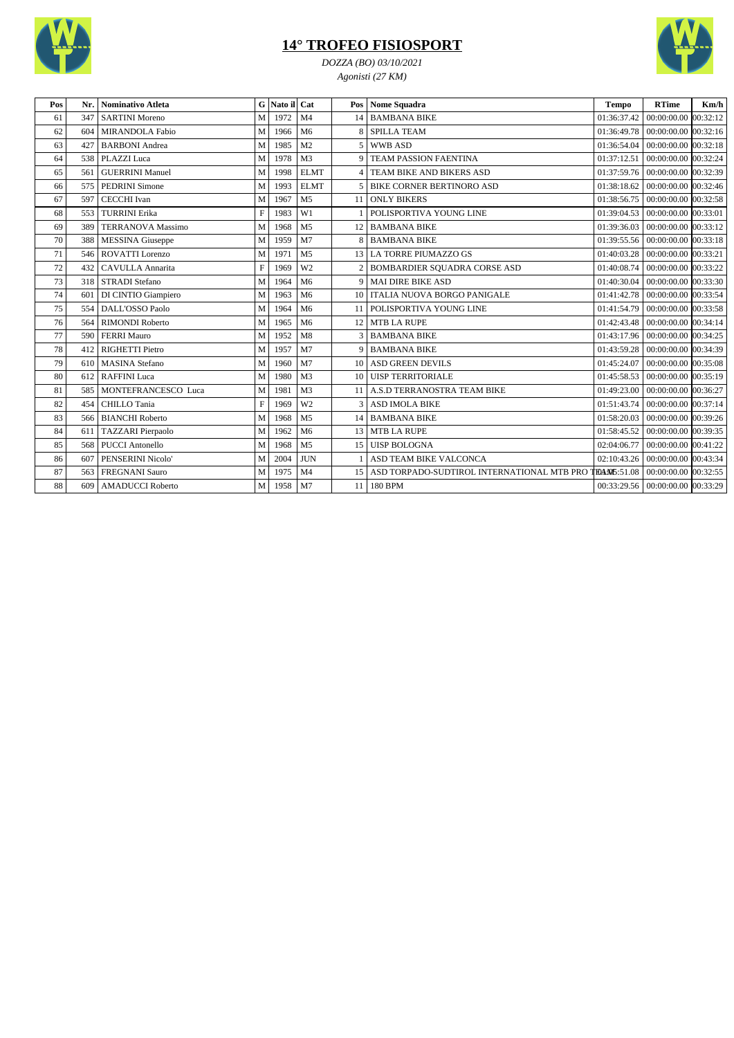# 14° TROFEO FISIOSPORT

*DOZZA (BO) 03/10/2021*

*Agonisti (27 KM)*

| Pos | Nr. | Nominativo Atleta | G | Nato il | Cat | Pos | Nome Squadra | Tempo | RTime | Km/h |
|---|---|---|---|---|---|---|---|---|---|---|
| 61 | 347 | SARTINI Moreno | M | 1972 | M4 | 14 | BAMBANA BIKE | 01:36:37.42 | 00:00:00.00 | 00:32:12 |
| 62 | 604 | MIRANDOLA Fabio | M | 1966 | M6 | 8 | SPILLA TEAM | 01:36:49.78 | 00:00:00.00 | 00:32:16 |
| 63 | 427 | BARBONI Andrea | M | 1985 | M2 | 5 | WWB ASD | 01:36:54.04 | 00:00:00.00 | 00:32:18 |
| 64 | 538 | PLAZZI Luca | M | 1978 | M3 | 9 | TEAM PASSION FAENTINA | 01:37:12.51 | 00:00:00.00 | 00:32:24 |
| 65 | 561 | GUERRINI Manuel | M | 1998 | ELMT | 4 | TEAM BIKE AND BIKERS ASD | 01:37:59.76 | 00:00:00.00 | 00:32:39 |
| 66 | 575 | PEDRINI Simone | M | 1993 | ELMT | 5 | BIKE CORNER BERTINORO ASD | 01:38:18.62 | 00:00:00.00 | 00:32:46 |
| 67 | 597 | CECCHI Ivan | M | 1967 | M5 | 11 | ONLY BIKERS | 01:38:56.75 | 00:00:00.00 | 00:32:58 |
| 68 | 553 | TURRINI Erika | F | 1983 | W1 | 1 | POLISPORTIVA YOUNG LINE | 01:39:04.53 | 00:00:00.00 | 00:33:01 |
| 69 | 389 | TERRANOVA Massimo | M | 1968 | M5 | 12 | BAMBANA BIKE | 01:39:36.03 | 00:00:00.00 | 00:33:12 |
| 70 | 388 | MESSINA Giuseppe | M | 1959 | M7 | 8 | BAMBANA BIKE | 01:39:55.56 | 00:00:00.00 | 00:33:18 |
| 71 | 546 | ROVATTI Lorenzo | M | 1971 | M5 | 13 | LA TORRE PIUMAZZO GS | 01:40:03.28 | 00:00:00.00 | 00:33:21 |
| 72 | 432 | CAVULLA Annarita | F | 1969 | W2 | 2 | BOMBARDIER SQUADRA CORSE ASD | 01:40:08.74 | 00:00:00.00 | 00:33:22 |
| 73 | 318 | STRADI Stefano | M | 1964 | M6 | 9 | MAI DIRE BIKE ASD | 01:40:30.04 | 00:00:00.00 | 00:33:30 |
| 74 | 601 | DI CINTIO Giampiero | M | 1963 | M6 | 10 | ITALIA NUOVA BORGO PANIGALE | 01:41:42.78 | 00:00:00.00 | 00:33:54 |
| 75 | 554 | DALL'OSSO Paolo | M | 1964 | M6 | 11 | POLISPORTIVA YOUNG LINE | 01:41:54.79 | 00:00:00.00 | 00:33:58 |
| 76 | 564 | RIMONDI Roberto | M | 1965 | M6 | 12 | MTB LA RUPE | 01:42:43.48 | 00:00:00.00 | 00:34:14 |
| 77 | 590 | FERRI Mauro | M | 1952 | M8 | 3 | BAMBANA BIKE | 01:43:17.96 | 00:00:00.00 | 00:34:25 |
| 78 | 412 | RIGHETTI Pietro | M | 1957 | M7 | 9 | BAMBANA BIKE | 01:43:59.28 | 00:00:00.00 | 00:34:39 |
| 79 | 610 | MASINA Stefano | M | 1960 | M7 | 10 | ASD GREEN DEVILS | 01:45:24.07 | 00:00:00.00 | 00:35:08 |
| 80 | 612 | RAFFINI Luca | M | 1980 | M3 | 10 | UISP TERRITORIALE | 01:45:58.53 | 00:00:00.00 | 00:35:19 |
| 81 | 585 | MONTEFRANCESCO Luca | M | 1981 | M3 | 11 | A.S.D TERRANOSTRA TEAM BIKE | 01:49:23.00 | 00:00:00.00 | 00:36:27 |
| 82 | 454 | CHILLO Tania | F | 1969 | W2 | 3 | ASD IMOLA BIKE | 01:51:43.74 | 00:00:00.00 | 00:37:14 |
| 83 | 566 | BIANCHI Roberto | M | 1968 | M5 | 14 | BAMBANA BIKE | 01:58:20.03 | 00:00:00.00 | 00:39:26 |
| 84 | 611 | TAZZARI Pierpaolo | M | 1962 | M6 | 13 | MTB LA RUPE | 01:58:45.52 | 00:00:00.00 | 00:39:35 |
| 85 | 568 | PUCCI Antonello | M | 1968 | M5 | 15 | UISP BOLOGNA | 02:04:06.77 | 00:00:00.00 | 00:41:22 |
| 86 | 607 | PENSERINI Nicolo' | M | 2004 | JUN | 1 | ASD TEAM BIKE VALCONCA | 02:10:43.26 | 00:00:00.00 | 00:43:34 |
| 87 | 563 | FREGNANI Sauro | M | 1975 | M4 | 15 | ASD TORPADO-SUDTIROL INTERNATIONAL MTB PRO TEAM | 01:38:45.51.08 | 00:00:00.00 | 00:32:55 |
| 88 | 609 | AMADUCCI Roberto | M | 1958 | M7 | 11 | 180 BPM | 00:33:29.56 | 00:00:00.00 | 00:33:29 |